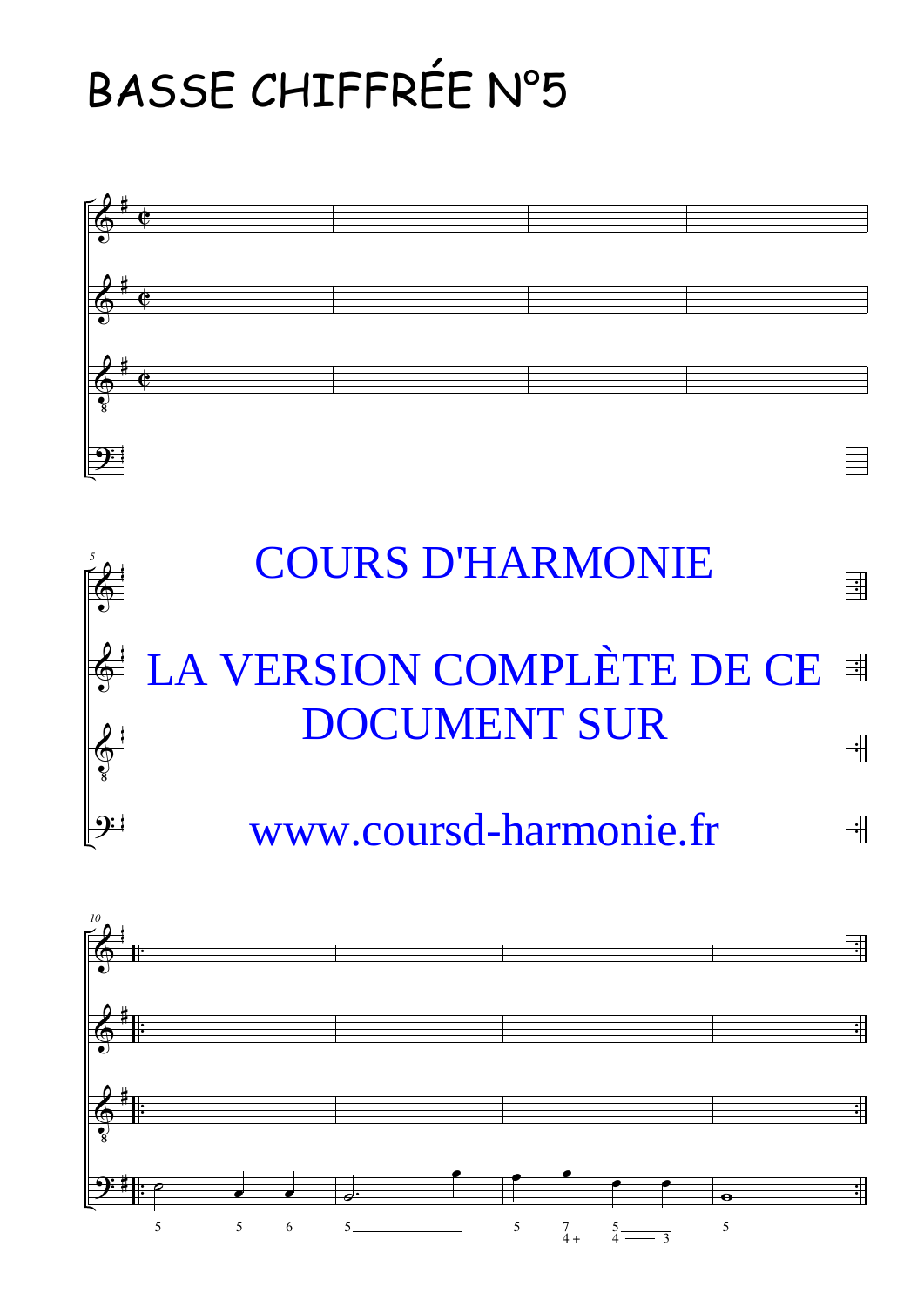# BASSE CHIFFRÉE N°5

COURS D'HARMONIE

LA VERSION COMPLÈTE DE CE DOCUMENT SUR

www.coursd-harmonie.fr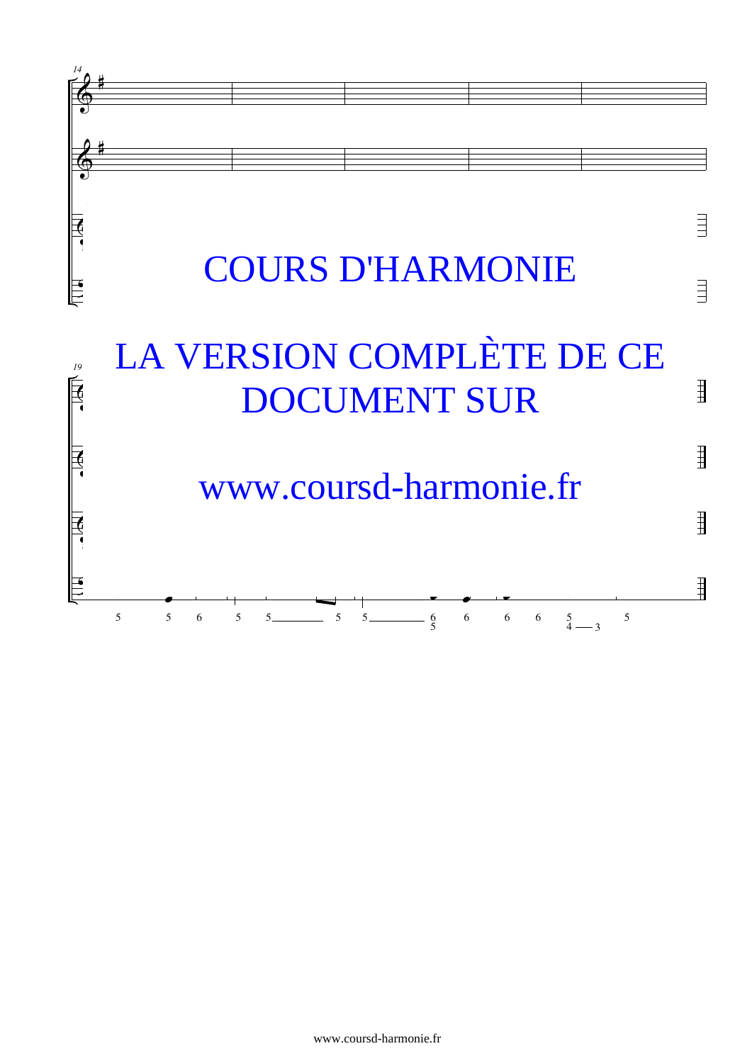COURS D'HARMONIE

LA VERSION COMPLÈTE DE CE DOCUMENT SUR

www.coursd-harmonie.fr